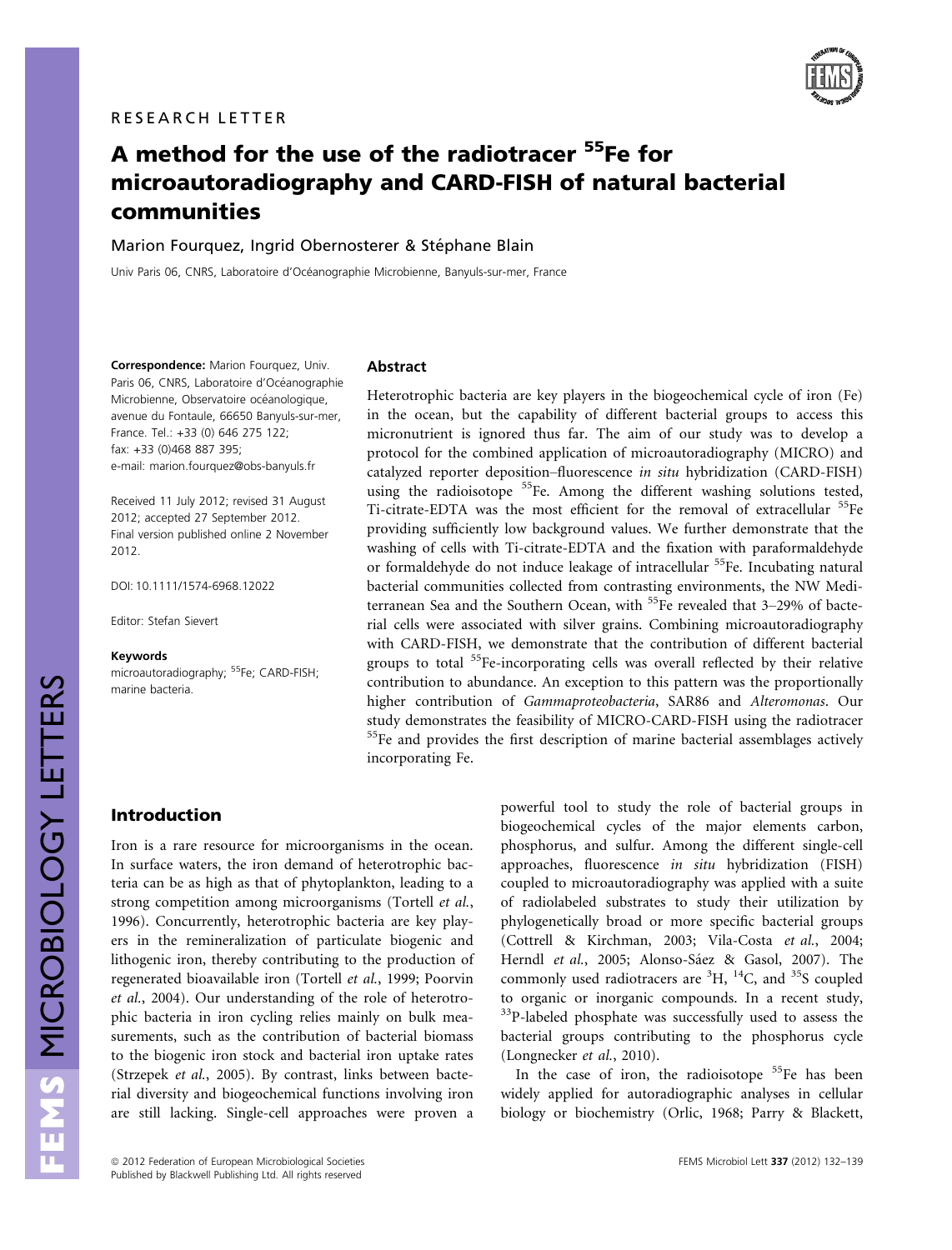RESEARCH LETTER

# A method for the use of the radiotracer $^{55}$Fe for microautoradiography and CARD-FISH of natural bacterial communities

Marion Fourquez, Ingrid Obernosterer & Stéphane Blain

Univ Paris 06, CNRS, Laboratoire d'Océanographie Microbienne, Banyuls-sur-mer, France

**Correspondence:** Marion Fourquez, Univ. Paris 06, CNRS, Laboratoire d'Océanographie Microbienne, Observatoire océanologique, avenue du Fontaule, 66650 Banyuls-sur-mer, France. Tel.: +33 (0) 646 275 122; fax: +33 (0)468 887 395; e-mail: marion.fourquez@obs-banyuls.fr

Received 11 July 2012; revised 31 August 2012; accepted 27 September 2012. Final version published online 2 November 2012.

DOI: 10.1111/1574-6968.12022

Editor: Stefan Sievert

**Keywords**
microautoradiography; $^{55}$Fe; CARD-FISH; marine bacteria.

## Abstract

Heterotrophic bacteria are key players in the biogeochemical cycle of iron (Fe) in the ocean, but the capability of different bacterial groups to access this micronutrient is ignored thus far. The aim of our study was to develop a protocol for the combined application of microautoradiography (MICRO) and catalyzed reporter deposition–fluorescence *in situ* hybridization (CARD-FISH) using the radioisotope $^{55}$Fe. Among the different washing solutions tested, Ti-citrate-EDTA was the most efficient for the removal of extracellular $^{55}$Fe providing sufficiently low background values. We further demonstrate that the washing of cells with Ti-citrate-EDTA and the fixation with paraformaldehyde or formaldehyde do not induce leakage of intracellular $^{55}$Fe. Incubating natural bacterial communities collected from contrasting environments, the NW Mediterranean Sea and the Southern Ocean, with $^{55}$Fe revealed that 3–29% of bacterial cells were associated with silver grains. Combining microautoradiography with CARD-FISH, we demonstrate that the contribution of different bacterial groups to total $^{55}$Fe-incorporating cells was overall reflected by their relative contribution to abundance. An exception to this pattern was the proportionally higher contribution of *Gammaproteobacteria*, SAR86 and *Alteromonas*. Our study demonstrates the feasibility of MICRO-CARD-FISH using the radiotracer $^{55}$Fe and provides the first description of marine bacterial assemblages actively incorporating Fe.

## Introduction

Iron is a rare resource for microorganisms in the ocean. In surface waters, the iron demand of heterotrophic bacteria can be as high as that of phytoplankton, leading to a strong competition among microorganisms (Tortell *et al.*, 1996). Concurrently, heterotrophic bacteria are key players in the remineralization of particulate biogenic and lithogenic iron, thereby contributing to the production of regenerated bioavailable iron (Tortell *et al.*, 1999; Poorvin *et al.*, 2004). Our understanding of the role of heterotrophic bacteria in iron cycling relies mainly on bulk measurements, such as the contribution of bacterial biomass to the biogenic iron stock and bacterial iron uptake rates (Strzepek *et al.*, 2005). By contrast, links between bacterial diversity and biogeochemical functions involving iron are still lacking. Single-cell approaches were proven a powerful tool to study the role of bacterial groups in biogeochemical cycles of the major elements carbon, phosphorus, and sulfur. Among the different single-cell approaches, fluorescence *in situ* hybridization (FISH) coupled to microautoradiography was applied with a suite of radiolabeled substrates to study their utilization by phylogenetically broad or more specific bacterial groups (Cottrell & Kirchman, 2003; Vila-Costa *et al.*, 2004; Herndl *et al.*, 2005; Alonso-Sáez & Gasol, 2007). The commonly used radiotracers are $^{3}$H, $^{14}$C, and $^{35}$S coupled to organic or inorganic compounds. In a recent study, $^{33}$P-labeled phosphate was successfully used to assess the bacterial groups contributing to the phosphorus cycle (Longnecker *et al.*, 2010).

In the case of iron, the radioisotope $^{55}$Fe has been widely applied for autoradiographic analyses in cellular biology or biochemistry (Orlic, 1968; Parry & Blackett,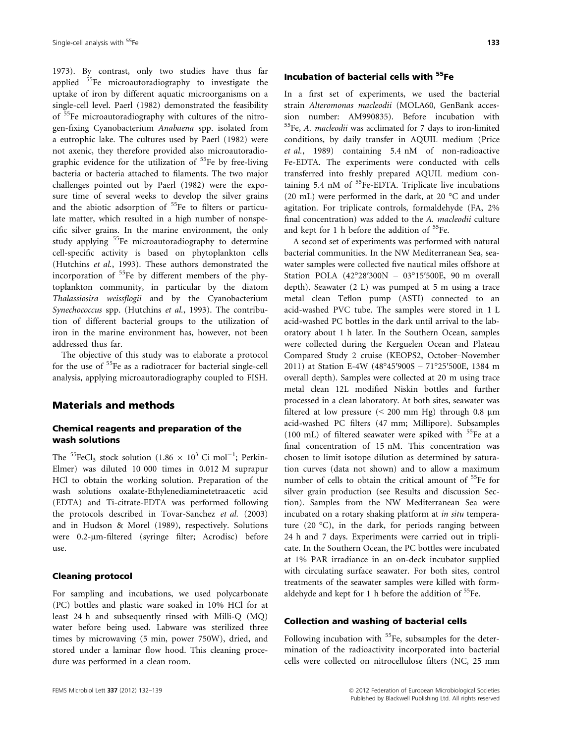1973). By contrast, only two studies have thus far applied $^{55}$Fe microautoradiography to investigate the uptake of iron by different aquatic microorganisms on a single-cell level. Paerl (1982) demonstrated the feasibility of $^{55}$Fe microautoradiography with cultures of the nitrogen-fixing Cyanobacterium *Anabaena* spp. isolated from a eutrophic lake. The cultures used by Paerl (1982) were not axenic, they therefore provided also microautoradiographic evidence for the utilization of $^{55}$Fe by free-living bacteria or bacteria attached to filaments. The two major challenges pointed out by Paerl (1982) were the exposure time of several weeks to develop the silver grains and the abiotic adsorption of $^{55}$Fe to filters or particulate matter, which resulted in a high number of nonspecific silver grains. In the marine environment, the only study applying $^{55}$Fe microautoradiography to determine cell-specific activity is based on phytoplankton cells (Hutchins *et al.*, 1993). These authors demonstrated the incorporation of $^{55}$Fe by different members of the phytoplankton community, in particular by the diatom *Thalassiosira weissflogii* and by the Cyanobacterium *Synechococcus* spp. (Hutchins *et al.*, 1993). The contribution of different bacterial groups to the utilization of iron in the marine environment has, however, not been addressed thus far.

The objective of this study was to elaborate a protocol for the use of $^{55}$Fe as a radiotracer for bacterial single-cell analysis, applying microautoradiography coupled to FISH.

## Materials and methods

### Chemical reagents and preparation of the wash solutions

The $^{55}$FeCl$_3$ stock solution ($1.86 \times 10^3$ Ci mol$^{-1}$; Perkin-Elmer) was diluted 10 000 times in 0.012 M suprapur HCl to obtain the working solution. Preparation of the wash solutions oxalate-Ethylenediaminetetraacetic acid (EDTA) and Ti-citrate-EDTA was performed following the protocols described in Tovar-Sanchez *et al.* (2003) and in Hudson & Morel (1989), respectively. Solutions were 0.2-μm-filtered (syringe filter; Acrodisc) before use.

### Cleaning protocol

For sampling and incubations, we used polycarbonate (PC) bottles and plastic ware soaked in 10% HCl for at least 24 h and subsequently rinsed with Milli-Q (MQ) water before being used. Labware was sterilized three times by microwaving (5 min, power 750W), dried, and stored under a laminar flow hood. This cleaning procedure was performed in a clean room.

### Incubation of bacterial cells with $^{55}$Fe

In a first set of experiments, we used the bacterial strain *Alteromonas macleodii* (MOLA60, GenBank accession number: AM990835). Before incubation with $^{55}$Fe, *A. macleodii* was acclimated for 7 days to iron-limited conditions, by daily transfer in AQUIL medium (Price *et al.*, 1989) containing 5.4 nM of non-radioactive Fe-EDTA. The experiments were conducted with cells transferred into freshly prepared AQUIL medium containing 5.4 nM of $^{55}$Fe-EDTA. Triplicate live incubations (20 mL) were performed in the dark, at 20 °C and under agitation. For triplicate controls, formaldehyde (FA, 2% final concentration) was added to the *A. macleodii* culture and kept for 1 h before the addition of $^{55}$Fe.

A second set of experiments was performed with natural bacterial communities. In the NW Mediterranean Sea, seawater samples were collected five nautical miles offshore at Station POLA (42°28′300N – 03°15′500E, 90 m overall depth). Seawater (2 L) was pumped at 5 m using a trace metal clean Teflon pump (ASTI) connected to an acid-washed PVC tube. The samples were stored in 1 L acid-washed PC bottles in the dark until arrival to the laboratory about 1 h later. In the Southern Ocean, samples were collected during the Kerguelen Ocean and Plateau Compared Study 2 cruise (KEOPS2, October–November 2011) at Station E-4W (48°45′900S – 71°25′500E, 1384 m overall depth). Samples were collected at 20 m using trace metal clean 12L modified Niskin bottles and further processed in a clean laboratory. At both sites, seawater was filtered at low pressure (< 200 mm Hg) through 0.8 μm acid-washed PC filters (47 mm; Millipore). Subsamples (100 mL) of filtered seawater were spiked with $^{55}$Fe at a final concentration of 15 nM. This concentration was chosen to limit isotope dilution as determined by saturation curves (data not shown) and to allow a maximum number of cells to obtain the critical amount of $^{55}$Fe for silver grain production (see Results and discussion Section). Samples from the NW Mediterranean Sea were incubated on a rotary shaking platform at *in situ* temperature (20 °C), in the dark, for periods ranging between 24 h and 7 days. Experiments were carried out in triplicate. In the Southern Ocean, the PC bottles were incubated at 1% PAR irradiance in an on-deck incubator supplied with circulating surface seawater. For both sites, control treatments of the seawater samples were killed with formaldehyde and kept for 1 h before the addition of $^{55}$Fe.

### Collection and washing of bacterial cells

Following incubation with $^{55}$Fe, subsamples for the determination of the radioactivity incorporated into bacterial cells were collected on nitrocellulose filters (NC, 25 mm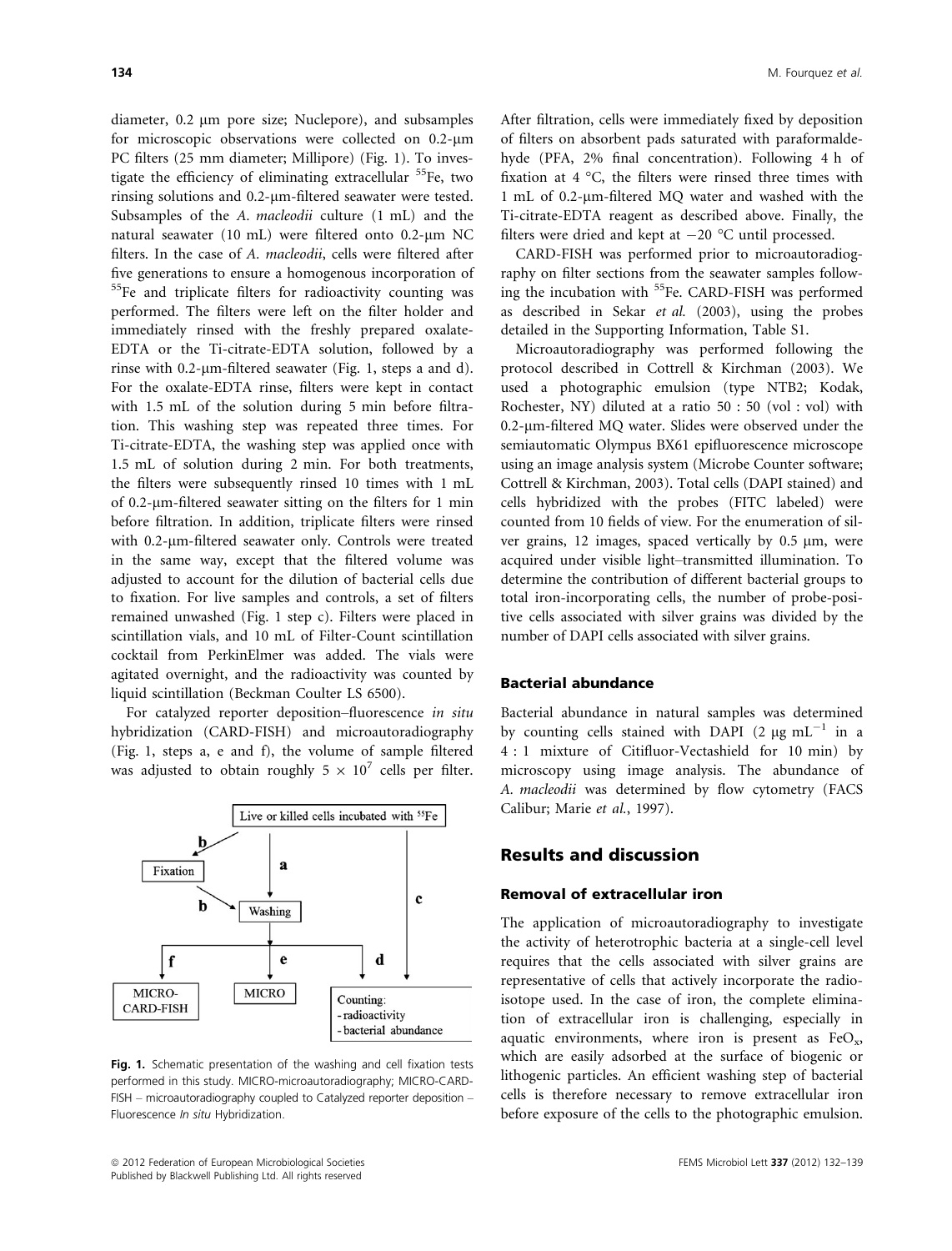diameter, 0.2 μm pore size; Nuclepore), and subsamples for microscopic observations were collected on 0.2-μm PC filters (25 mm diameter; Millipore) (Fig. 1). To investigate the efficiency of eliminating extracellular $^{55}$Fe, two rinsing solutions and 0.2-μm-filtered seawater were tested. Subsamples of the *A. macleodii* culture (1 mL) and the natural seawater (10 mL) were filtered onto 0.2-μm NC filters. In the case of *A. macleodii*, cells were filtered after five generations to ensure a homogenous incorporation of $^{55}$Fe and triplicate filters for radioactivity counting was performed. The filters were left on the filter holder and immediately rinsed with the freshly prepared oxalate-EDTA or the Ti-citrate-EDTA solution, followed by a rinse with 0.2-μm-filtered seawater (Fig. 1, steps a and d). For the oxalate-EDTA rinse, filters were kept in contact with 1.5 mL of the solution during 5 min before filtration. This washing step was repeated three times. For Ti-citrate-EDTA, the washing step was applied once with 1.5 mL of solution during 2 min. For both treatments, the filters were subsequently rinsed 10 times with 1 mL of 0.2-μm-filtered seawater sitting on the filters for 1 min before filtration. In addition, triplicate filters were rinsed with 0.2-μm-filtered seawater only. Controls were treated in the same way, except that the filtered volume was adjusted to account for the dilution of bacterial cells due to fixation. For live samples and controls, a set of filters remained unwashed (Fig. 1 step c). Filters were placed in scintillation vials, and 10 mL of Filter-Count scintillation cocktail from PerkinElmer was added. The vials were agitated overnight, and the radioactivity was counted by liquid scintillation (Beckman Coulter LS 6500).

For catalyzed reporter deposition–fluorescence *in situ* hybridization (CARD-FISH) and microautoradiography (Fig. 1, steps a, e and f), the volume of sample filtered was adjusted to obtain roughly $5 \times 10^7$ cells per filter.

**Fig. 1.** Schematic presentation of the washing and cell fixation tests performed in this study. MICRO-microautoradiography; MICRO-CARD-FISH – microautoradiography coupled to Catalyzed reporter deposition – Fluorescence *In situ* Hybridization.

After filtration, cells were immediately fixed by deposition of filters on absorbent pads saturated with paraformaldehyde (PFA, 2% final concentration). Following 4 h of fixation at 4 °C, the filters were rinsed three times with 1 mL of 0.2-μm-filtered MQ water and washed with the Ti-citrate-EDTA reagent as described above. Finally, the filters were dried and kept at −20 °C until processed.

CARD-FISH was performed prior to microautoradiography on filter sections from the seawater samples following the incubation with $^{55}$Fe. CARD-FISH was performed as described in Sekar *et al.* (2003), using the probes detailed in the Supporting Information, Table S1.

Microautoradiography was performed following the protocol described in Cottrell & Kirchman (2003). We used a photographic emulsion (type NTB2; Kodak, Rochester, NY) diluted at a ratio 50 : 50 (vol : vol) with 0.2-μm-filtered MQ water. Slides were observed under the semiautomatic Olympus BX61 epifluorescence microscope using an image analysis system (Microbe Counter software; Cottrell & Kirchman, 2003). Total cells (DAPI stained) and cells hybridized with the probes (FITC labeled) were counted from 10 fields of view. For the enumeration of silver grains, 12 images, spaced vertically by 0.5 μm, were acquired under visible light–transmitted illumination. To determine the contribution of different bacterial groups to total iron-incorporating cells, the number of probe-positive cells associated with silver grains was divided by the number of DAPI cells associated with silver grains.

### Bacterial abundance

Bacterial abundance in natural samples was determined by counting cells stained with DAPI (2 μg mL$^{-1}$ in a 4 : 1 mixture of Citifluor-Vectashield for 10 min) by microscopy using image analysis. The abundance of *A. macleodii* was determined by flow cytometry (FACS Calibur; Marie *et al.*, 1997).

## Results and discussion

### Removal of extracellular iron

The application of microautoradiography to investigate the activity of heterotrophic bacteria at a single-cell level requires that the cells associated with silver grains are representative of cells that actively incorporate the radioisotope used. In the case of iron, the complete elimination of extracellular iron is challenging, especially in aquatic environments, where iron is present as $FeO_x$, which are easily adsorbed at the surface of biogenic or lithogenic particles. An efficient washing step of bacterial cells is therefore necessary to remove extracellular iron before exposure of the cells to the photographic emulsion.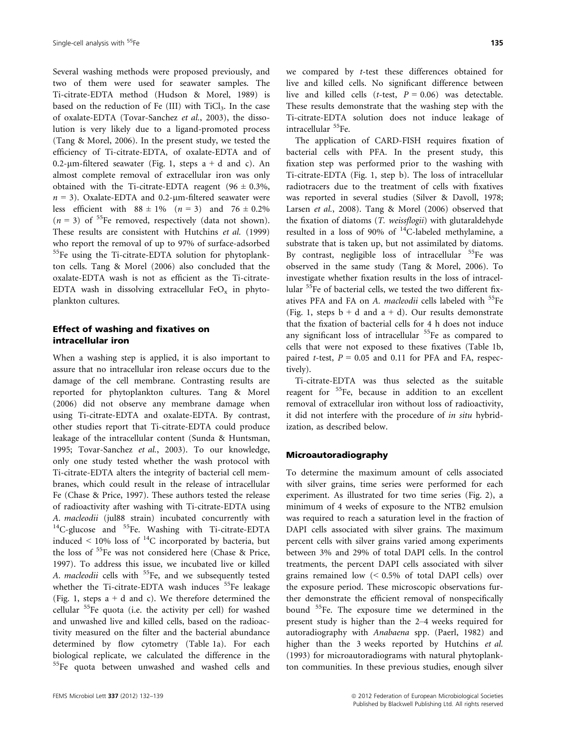Several washing methods were proposed previously, and two of them were used for seawater samples. The Ti-citrate-EDTA method (Hudson & Morel, 1989) is based on the reduction of Fe (III) with $TiCl_3$. In the case of oxalate-EDTA (Tovar-Sanchez *et al.*, 2003), the dissolution is very likely due to a ligand-promoted process (Tang & Morel, 2006). In the present study, we tested the efficiency of Ti-citrate-EDTA, of oxalate-EDTA and of 0.2-μm-filtered seawater (Fig. 1, steps a + d and c). An almost complete removal of extracellular iron was only obtained with the Ti-citrate-EDTA reagent ($96 \pm 0.3\%$, $n = 3$). Oxalate-EDTA and 0.2-μm-filtered seawater were less efficient with $88 \pm 1\%$ ($n = 3$) and $76 \pm 0.2\%$ ($n = 3$) of $^{55}$Fe removed, respectively (data not shown). These results are consistent with Hutchins *et al.* (1999) who report the removal of up to 97% of surface-adsorbed $^{55}$Fe using the Ti-citrate-EDTA solution for phytoplankton cells. Tang & Morel (2006) also concluded that the oxalate-EDTA wash is not as efficient as the Ti-citrate-EDTA wash in dissolving extracellular $FeO_x$ in phytoplankton cultures.

### Effect of washing and fixatives on intracellular iron

When a washing step is applied, it is also important to assure that no intracellular iron release occurs due to the damage of the cell membrane. Contrasting results are reported for phytoplankton cultures. Tang & Morel (2006) did not observe any membrane damage when using Ti-citrate-EDTA and oxalate-EDTA. By contrast, other studies report that Ti-citrate-EDTA could produce leakage of the intracellular content (Sunda & Huntsman, 1995; Tovar-Sanchez *et al.*, 2003). To our knowledge, only one study tested whether the wash protocol with Ti-citrate-EDTA alters the integrity of bacterial cell membranes, which could result in the release of intracellular Fe (Chase & Price, 1997). These authors tested the release of radioactivity after washing with Ti-citrate-EDTA using *A. macleodii* (jul88 strain) incubated concurrently with $^{14}$C-glucose and $^{55}$Fe. Washing with Ti-citrate-EDTA induced < 10% loss of $^{14}$C incorporated by bacteria, but the loss of $^{55}$Fe was not considered here (Chase & Price, 1997). To address this issue, we incubated live or killed *A. macleodii* cells with $^{55}$Fe, and we subsequently tested whether the Ti-citrate-EDTA wash induces $^{55}$Fe leakage (Fig. 1, steps a + d and c). We therefore determined the cellular $^{55}$Fe quota (i.e. the activity per cell) for washed and unwashed live and killed cells, based on the radioactivity measured on the filter and the bacterial abundance determined by flow cytometry (Table 1a). For each biological replicate, we calculated the difference in the $^{55}$Fe quota between unwashed and washed cells and we compared by *t*-test these differences obtained for live and killed cells. No significant difference between live and killed cells (*t*-test, $P = 0.06$) was detectable. These results demonstrate that the washing step with the Ti-citrate-EDTA solution does not induce leakage of intracellular $^{55}$Fe.

The application of CARD-FISH requires fixation of bacterial cells with PFA. In the present study, this fixation step was performed prior to the washing with Ti-citrate-EDTA (Fig. 1, step b). The loss of intracellular radiotracers due to the treatment of cells with fixatives was reported in several studies (Silver & Davoll, 1978; Larsen *et al.*, 2008). Tang & Morel (2006) observed that the fixation of diatoms (*T. weissflogii*) with glutaraldehyde resulted in a loss of 90% of $^{14}$C-labeled methylamine, a substrate that is taken up, but not assimilated by diatoms. By contrast, negligible loss of intracellular $^{55}$Fe was observed in the same study (Tang & Morel, 2006). To investigate whether fixation results in the loss of intracellular $^{55}$Fe of bacterial cells, we tested the two different fixatives PFA and FA on *A. macleodii* cells labeled with $^{55}$Fe (Fig. 1, steps b + d and a + d). Our results demonstrate that the fixation of bacterial cells for 4 h does not induce any significant loss of intracellular $^{55}$Fe as compared to cells that were not exposed to these fixatives (Table 1b, paired *t*-test, $P = 0.05$ and 0.11 for PFA and FA, respectively).

Ti-citrate-EDTA was thus selected as the suitable reagent for $^{55}$Fe, because in addition to an excellent removal of extracellular iron without loss of radioactivity, it did not interfere with the procedure of *in situ* hybridization, as described below.

### Microautoradiography

To determine the maximum amount of cells associated with silver grains, time series were performed for each experiment. As illustrated for two time series (Fig. 2), a minimum of 4 weeks of exposure to the NTB2 emulsion was required to reach a saturation level in the fraction of DAPI cells associated with silver grains. The maximum percent cells with silver grains varied among experiments between 3% and 29% of total DAPI cells. In the control treatments, the percent DAPI cells associated with silver grains remained low (< 0.5% of total DAPI cells) over the exposure period. These microscopic observations further demonstrate the efficient removal of nonspecifically bound $^{55}$Fe. The exposure time we determined in the present study is higher than the 2–4 weeks required for autoradiography with *Anabaena* spp. (Paerl, 1982) and higher than the 3 weeks reported by Hutchins *et al.* (1993) for microautoradiograms with natural phytoplankton communities. In these previous studies, enough silver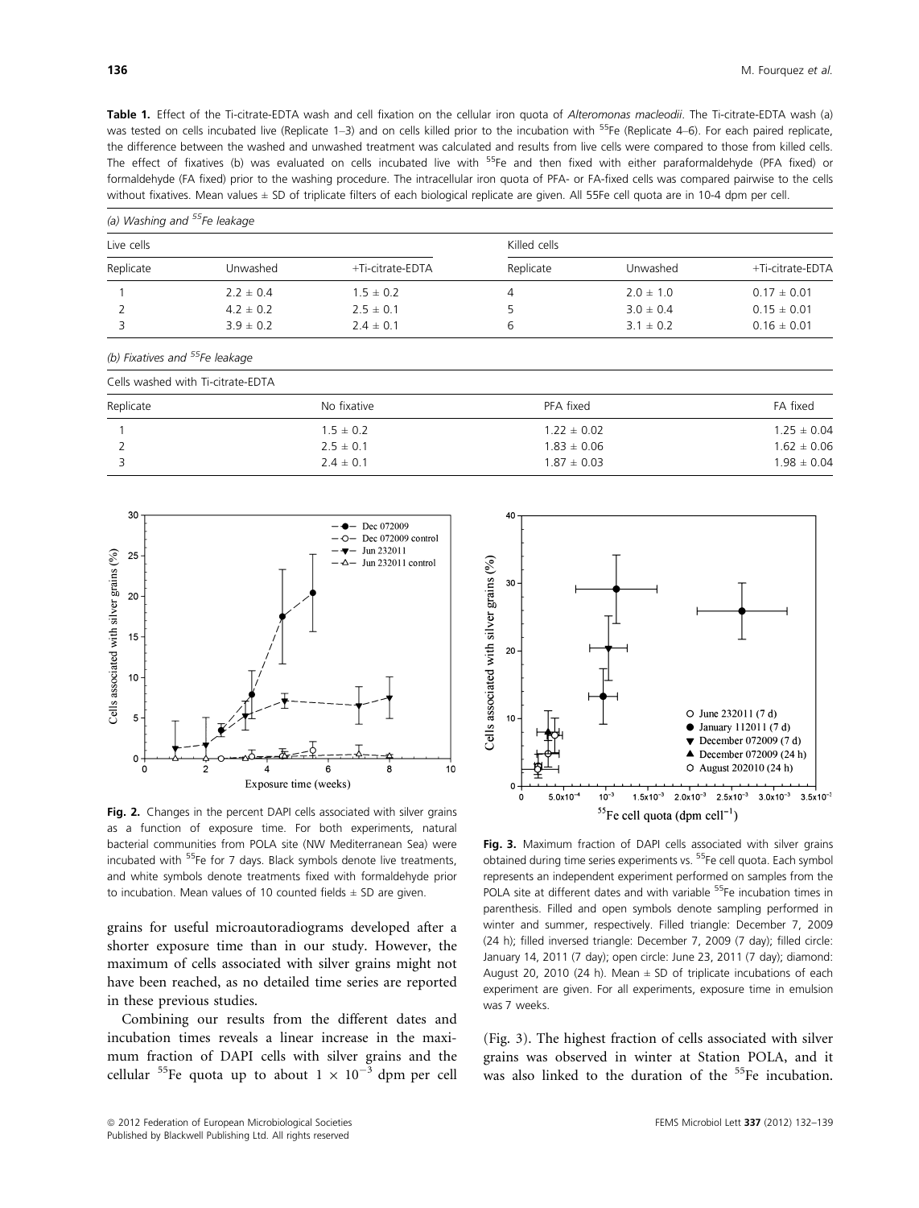**Table 1.** Effect of the Ti-citrate-EDTA wash and cell fixation on the cellular iron quota of *Alteromonas macleodii*. The Ti-citrate-EDTA wash (a) was tested on cells incubated live (Replicate 1–3) and on cells killed prior to the incubation with $^{55}$Fe (Replicate 4–6). For each paired replicate, the difference between the washed and unwashed treatment was calculated and results from live cells were compared to those from killed cells. The effect of fixatives (b) was evaluated on cells incubated live with $^{55}$Fe and then fixed with either paraformaldehyde (PFA fixed) or formaldehyde (FA fixed) prior to the washing procedure. The intracellular iron quota of PFA- or FA-fixed cells was compared pairwise to the cells without fixatives. Mean values ± SD of triplicate filters of each biological replicate are given. All 55Fe cell quota are in 10-4 dpm per cell.

(a) Washing and $^{55}$Fe leakage

| Live cells | | | Killed cells | | |
|---|---|---|---|---|---|
| Replicate | Unwashed | +Ti-citrate-EDTA | Replicate | Unwashed | +Ti-citrate-EDTA |
| 1 | 2.2 ± 0.4 | 1.5 ± 0.2 | 4 | 2.0 ± 1.0 | 0.17 ± 0.01 |
| 2 | 4.2 ± 0.2 | 2.5 ± 0.1 | 5 | 3.0 ± 0.4 | 0.15 ± 0.01 |
| 3 | 3.9 ± 0.2 | 2.4 ± 0.1 | 6 | 3.1 ± 0.2 | 0.16 ± 0.01 |

(b) Fixatives and $^{55}$Fe leakage

| Cells washed with Ti-citrate-EDTA | | | |
|---|---|---|---|
| Replicate | No fixative | PFA fixed | FA fixed |
| 1 | 1.5 ± 0.2 | 1.22 ± 0.02 | 1.25 ± 0.04 |
| 2 | 2.5 ± 0.1 | 1.83 ± 0.06 | 1.62 ± 0.06 |
| 3 | 2.4 ± 0.1 | 1.87 ± 0.03 | 1.98 ± 0.04 |

**Fig. 2.** Changes in the percent DAPI cells associated with silver grains as a function of exposure time. For both experiments, natural bacterial communities from POLA site (NW Mediterranean Sea) were incubated with $^{55}$Fe for 7 days. Black symbols denote live treatments, and white symbols denote treatments fixed with formaldehyde prior to incubation. Mean values of 10 counted fields ± SD are given.

**Fig. 3.** Maximum fraction of DAPI cells associated with silver grains obtained during time series experiments vs. $^{55}$Fe cell quota. Each symbol represents an independent experiment performed on samples from the POLA site at different dates and with variable $^{55}$Fe incubation times in parenthesis. Filled and open symbols denote sampling performed in winter and summer, respectively. Filled triangle: December 7, 2009 (24 h); filled inversed triangle: December 7, 2009 (7 day); filled circle: January 14, 2011 (7 day); open circle: June 23, 2011 (7 day); diamond: August 20, 2010 (24 h). Mean ± SD of triplicate incubations of each experiment are given. For all experiments, exposure time in emulsion was 7 weeks.

grains for useful microautoradiograms developed after a shorter exposure time than in our study. However, the maximum of cells associated with silver grains might not have been reached, as no detailed time series are reported in these previous studies.

Combining our results from the different dates and incubation times reveals a linear increase in the maximum fraction of DAPI cells with silver grains and the cellular $^{55}$Fe quota up to about $1 \times 10^{-3}$ dpm per cell (Fig. 3). The highest fraction of cells associated with silver grains was observed in winter at Station POLA, and it was also linked to the duration of the $^{55}$Fe incubation.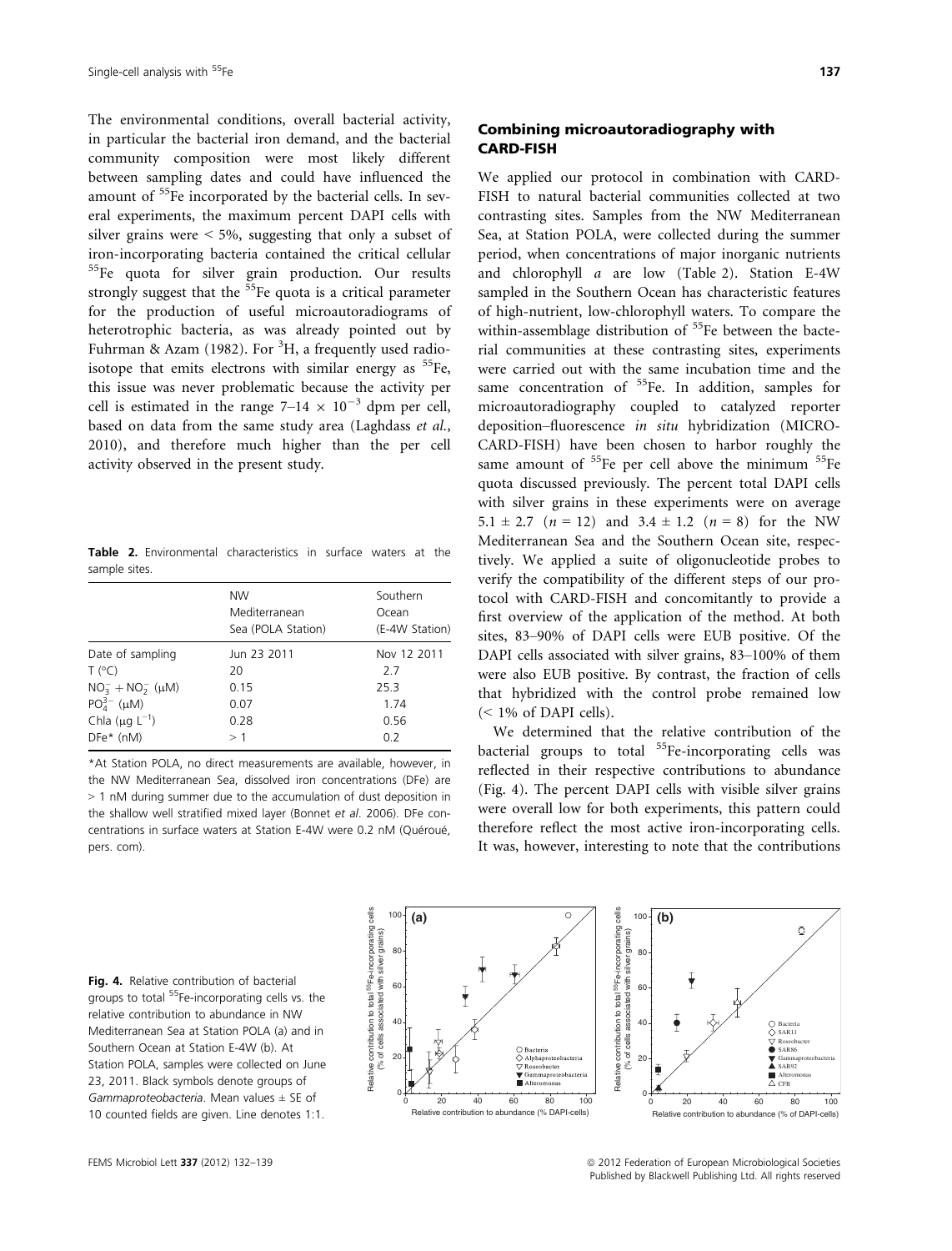The environmental conditions, overall bacterial activity, in particular the bacterial iron demand, and the bacterial community composition were most likely different between sampling dates and could have influenced the amount of $^{55}Fe$ incorporated by the bacterial cells. In several experiments, the maximum percent DAPI cells with silver grains were < 5%, suggesting that only a subset of iron-incorporating bacteria contained the critical cellular $^{55}Fe$ quota for silver grain production. Our results strongly suggest that the $^{55}Fe$ quota is a critical parameter for the production of useful microautoradiograms of heterotrophic bacteria, as was already pointed out by Fuhrman & Azam (1982). For $^{3}H$, a frequently used radioisotope that emits electrons with similar energy as $^{55}Fe$, this issue was never problematic because the activity per cell is estimated in the range $7–14 \times 10^{-3}$ dpm per cell, based on data from the same study area (Laghdass *et al.*, 2010), and therefore much higher than the per cell activity observed in the present study.

**Table 2.** Environmental characteristics in surface waters at the sample sites.

| | NW Mediterranean Sea (POLA Station) | Southern Ocean (E-4W Station) |
|---|---|---|
| Date of sampling | Jun 23 2011 | Nov 12 2011 |
| T (°C) | 20 | 2.7 |
| $NO_3^- + NO_2^-$ (μM) | 0.15 | 25.3 |
| $PO_4^{3-}$ (μM) | 0.07 | 1.74 |
| Chla (μg $L^{-1}$) | 0.28 | 0.56 |
| DFe* (nM) | > 1 | 0.2 |

*At Station POLA, no direct measurements are available, however, in the NW Mediterranean Sea, dissolved iron concentrations (DFe) are > 1 nM during summer due to the accumulation of dust deposition in the shallow well stratified mixed layer (Bonnet *et al.* 2006). DFe concentrations in surface waters at Station E-4W were 0.2 nM (Quéroué, pers. com).

## Combining microautoradiography with CARD-FISH

We applied our protocol in combination with CARD-FISH to natural bacterial communities collected at two contrasting sites. Samples from the NW Mediterranean Sea, at Station POLA, were collected during the summer period, when concentrations of major inorganic nutrients and chlorophyll *a* are low (Table 2). Station E-4W sampled in the Southern Ocean has characteristic features of high-nutrient, low-chlorophyll waters. To compare the within-assemblage distribution of $^{55}Fe$ between the bacterial communities at these contrasting sites, experiments were carried out with the same incubation time and the same concentration of $^{55}Fe$. In addition, samples for microautoradiography coupled to catalyzed reporter deposition–fluorescence *in situ* hybridization (MICRO-CARD-FISH) have been chosen to harbor roughly the same amount of $^{55}Fe$ per cell above the minimum $^{55}Fe$ quota discussed previously. The percent total DAPI cells with silver grains in these experiments were on average $5.1 \pm 2.7$ ($n = 12$) and $3.4 \pm 1.2$ ($n = 8$) for the NW Mediterranean Sea and the Southern Ocean site, respectively. We applied a suite of oligonucleotide probes to verify the compatibility of the different steps of our protocol with CARD-FISH and concomitantly to provide a first overview of the application of the method. At both sites, 83–90% of DAPI cells were EUB positive. Of the DAPI cells associated with silver grains, 83–100% of them were also EUB positive. By contrast, the fraction of cells that hybridized with the control probe remained low (< 1% of DAPI cells).

We determined that the relative contribution of the bacterial groups to total $^{55}Fe$-incorporating cells was reflected in their respective contributions to abundance (Fig. 4). The percent DAPI cells with visible silver grains were overall low for both experiments, this pattern could therefore reflect the most active iron-incorporating cells. It was, however, interesting to note that the contributions

**Fig. 4.** Relative contribution of bacterial groups to total $^{55}Fe$-incorporating cells vs. the relative contribution to abundance in NW Mediterranean Sea at Station POLA (a) and in Southern Ocean at Station E-4W (b). At Station POLA, samples were collected on June 23, 2011. Black symbols denote groups of *Gammaproteobacteria*. Mean values ± SE of 10 counted fields are given. Line denotes 1:1.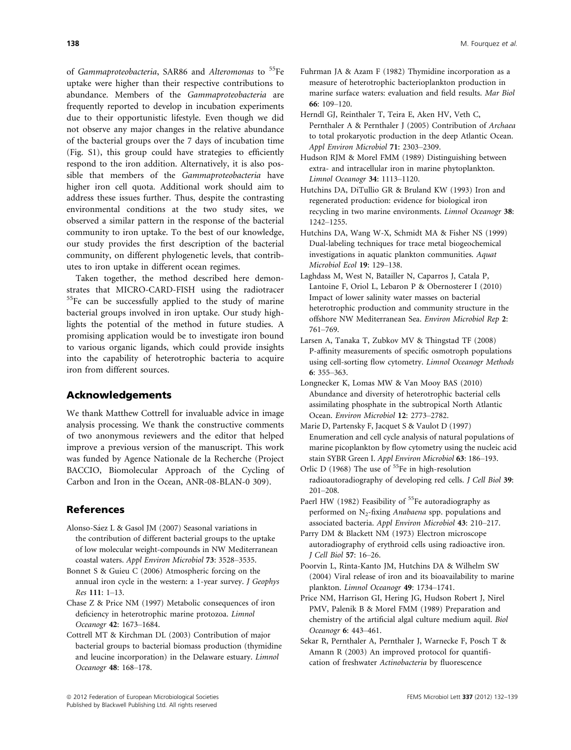of *Gammaproteobacteria*, SAR86 and *Alteromonas* to $^{55}$Fe uptake were higher than their respective contributions to abundance. Members of the *Gammaproteobacteria* are frequently reported to develop in incubation experiments due to their opportunistic lifestyle. Even though we did not observe any major changes in the relative abundance of the bacterial groups over the 7 days of incubation time (Fig. S1), this group could have strategies to efficiently respond to the iron addition. Alternatively, it is also possible that members of the *Gammaproteobacteria* have higher iron cell quota. Additional work should aim to address these issues further. Thus, despite the contrasting environmental conditions at the two study sites, we observed a similar pattern in the response of the bacterial community to iron uptake. To the best of our knowledge, our study provides the first description of the bacterial community, on different phylogenetic levels, that contributes to iron uptake in different ocean regimes.

Taken together, the method described here demonstrates that MICRO-CARD-FISH using the radiotracer $^{55}$Fe can be successfully applied to the study of marine bacterial groups involved in iron uptake. Our study highlights the potential of the method in future studies. A promising application would be to investigate iron bound to various organic ligands, which could provide insights into the capability of heterotrophic bacteria to acquire iron from different sources.

## Acknowledgements

We thank Matthew Cottrell for invaluable advice in image analysis processing. We thank the constructive comments of two anonymous reviewers and the editor that helped improve a previous version of the manuscript. This work was funded by Agence Nationale de la Recherche (Project BACCIO, Biomolecular Approach of the Cycling of Carbon and Iron in the Ocean, ANR-08-BLAN-0 309).

## References

Alonso-Sáez L & Gasol JM (2007) Seasonal variations in the contribution of different bacterial groups to the uptake of low molecular weight-compounds in NW Mediterranean coastal waters. *Appl Environ Microbiol* **73**: 3528–3535.

Bonnet S & Guieu C (2006) Atmospheric forcing on the annual iron cycle in the western: a 1-year survey. *J Geophys Res* **111**: 1–13.

Chase Z & Price NM (1997) Metabolic consequences of iron deficiency in heterotrophic marine protozoa. *Limnol Oceanogr* **42**: 1673–1684.

Cottrell MT & Kirchman DL (2003) Contribution of major bacterial groups to bacterial biomass production (thymidine and leucine incorporation) in the Delaware estuary. *Limnol Oceanogr* **48**: 168–178.

Fuhrman JA & Azam F (1982) Thymidine incorporation as a measure of heterotrophic bacterioplankton production in marine surface waters: evaluation and field results. *Mar Biol* **66**: 109–120.

Herndl GJ, Reinthaler T, Teira E, Aken HV, Veth C, Pernthaler A & Pernthaler J (2005) Contribution of *Archaea* to total prokaryotic production in the deep Atlantic Ocean. *Appl Environ Microbiol* **71**: 2303–2309.

Hudson RJM & Morel FMM (1989) Distinguishing between extra- and intracellular iron in marine phytoplankton. *Limnol Oceanogr* **34**: 1113–1120.

Hutchins DA, DiTullio GR & Bruland KW (1993) Iron and regenerated production: evidence for biological iron recycling in two marine environments. *Limnol Oceanogr* **38**: 1242–1255.

Hutchins DA, Wang W-X, Schmidt MA & Fisher NS (1999) Dual-labeling techniques for trace metal biogeochemical investigations in aquatic plankton communities. *Aquat Microbiol Ecol* **19**: 129–138.

Laghdass M, West N, Batailler N, Caparros J, Catala P, Lantoine F, Oriol L, Lebaron P & Obernosterer I (2010) Impact of lower salinity water masses on bacterial heterotrophic production and community structure in the offshore NW Mediterranean Sea. *Environ Microbiol Rep* **2**: 761–769.

Larsen A, Tanaka T, Zubkov MV & Thingstad TF (2008) P-affinity measurements of specific osmotroph populations using cell-sorting flow cytometry. *Limnol Oceanogr Methods* **6**: 355–363.

Longnecker K, Lomas MW & Van Mooy BAS (2010) Abundance and diversity of heterotrophic bacterial cells assimilating phosphate in the subtropical North Atlantic Ocean. *Environ Microbiol* **12**: 2773–2782.

Marie D, Partensky F, Jacquet S & Vaulot D (1997) Enumeration and cell cycle analysis of natural populations of marine picoplankton by flow cytometry using the nucleic acid stain SYBR Green I. *Appl Environ Microbiol* **63**: 186–193.

Orlic D (1968) The use of $^{55}$Fe in high-resolution radioautoradiography of developing red cells. *J Cell Biol* **39**: 201–208.

Paerl HW (1982) Feasibility of $^{55}$Fe autoradiography as performed on $N_2$-fixing *Anabaena* spp. populations and associated bacteria. *Appl Environ Microbiol* **43**: 210–217.

Parry DM & Blackett NM (1973) Electron microscope autoradiography of erythroid cells using radioactive iron. *J Cell Biol* **57**: 16–26.

Poorvin L, Rinta-Kanto JM, Hutchins DA & Wilhelm SW (2004) Viral release of iron and its bioavailability to marine plankton. *Limnol Oceanogr* **49**: 1734–1741.

Price NM, Harrison GI, Hering JG, Hudson Robert J, Nirel PMV, Palenik B & Morel FMM (1989) Preparation and chemistry of the artificial algal culture medium aquil. *Biol Oceanogr* **6**: 443–461.

Sekar R, Pernthaler A, Pernthaler J, Warnecke F, Posch T & Amann R (2003) An improved protocol for quantification of freshwater *Actinobacteria* by fluorescence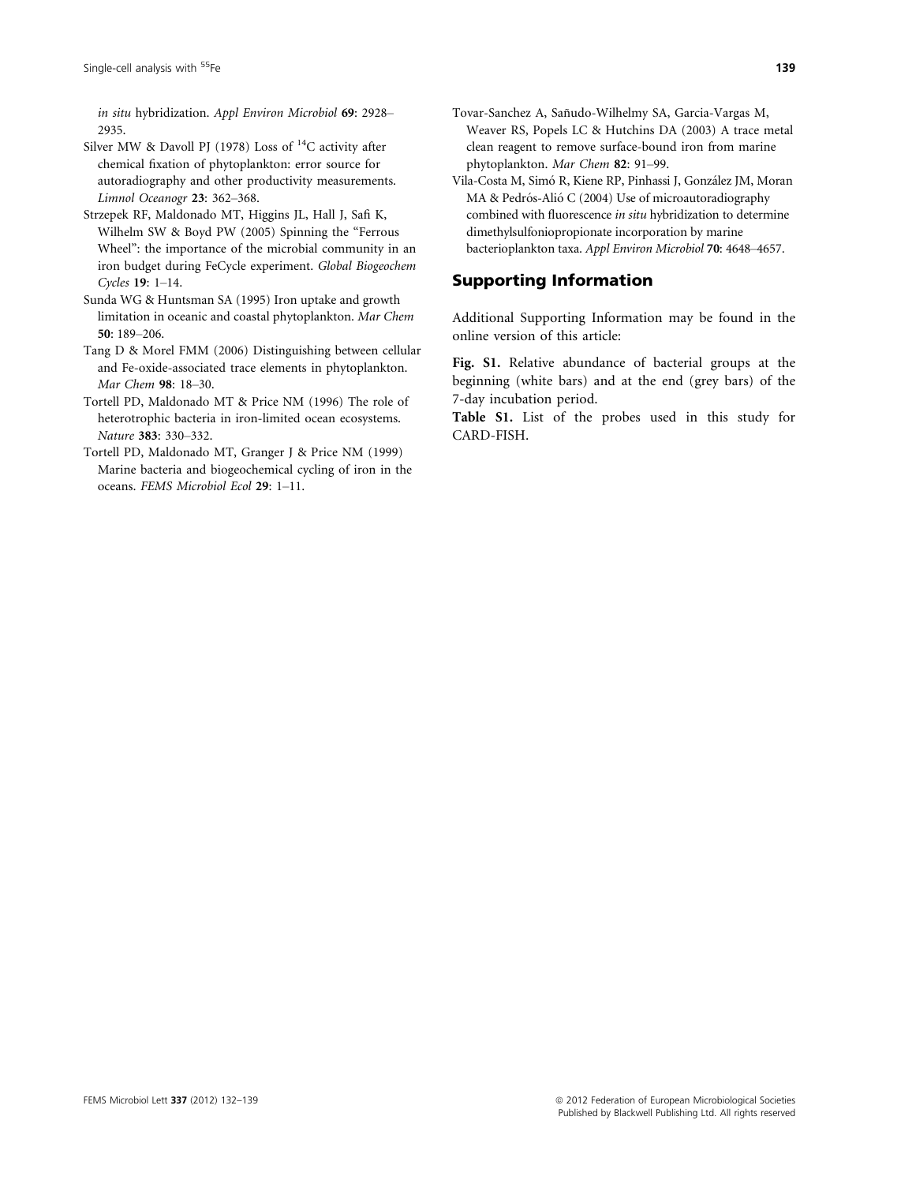*in situ* hybridization. *Appl Environ Microbiol* **69**: 2928–2935.

Silver MW & Davoll PJ (1978) Loss of $^{14}C$ activity after chemical fixation of phytoplankton: error source for autoradiography and other productivity measurements. *Limnol Oceanogr* **23**: 362–368.

Strzepek RF, Maldonado MT, Higgins JL, Hall J, Safi K, Wilhelm SW & Boyd PW (2005) Spinning the "Ferrous Wheel": the importance of the microbial community in an iron budget during FeCycle experiment. *Global Biogeochem Cycles* **19**: 1–14.

Sunda WG & Huntsman SA (1995) Iron uptake and growth limitation in oceanic and coastal phytoplankton. *Mar Chem* **50**: 189–206.

Tang D & Morel FMM (2006) Distinguishing between cellular and Fe-oxide-associated trace elements in phytoplankton. *Mar Chem* **98**: 18–30.

Tortell PD, Maldonado MT & Price NM (1996) The role of heterotrophic bacteria in iron-limited ocean ecosystems. *Nature* **383**: 330–332.

Tortell PD, Maldonado MT, Granger J & Price NM (1999) Marine bacteria and biogeochemical cycling of iron in the oceans. *FEMS Microbiol Ecol* **29**: 1–11.

Tovar-Sanchez A, Sañudo-Wilhelmy SA, Garcia-Vargas M, Weaver RS, Popels LC & Hutchins DA (2003) A trace metal clean reagent to remove surface-bound iron from marine phytoplankton. *Mar Chem* **82**: 91–99.

Vila-Costa M, Simó R, Kiene RP, Pinhassi J, González JM, Moran MA & Pedrós-Alió C (2004) Use of microautoradiography combined with fluorescence *in situ* hybridization to determine dimethylsulfoniopropionate incorporation by marine bacterioplankton taxa. *Appl Environ Microbiol* **70**: 4648–4657.

## Supporting Information

Additional Supporting Information may be found in the online version of this article:

**Fig. S1.** Relative abundance of bacterial groups at the beginning (white bars) and at the end (grey bars) of the 7-day incubation period.

**Table S1.** List of the probes used in this study for CARD-FISH.